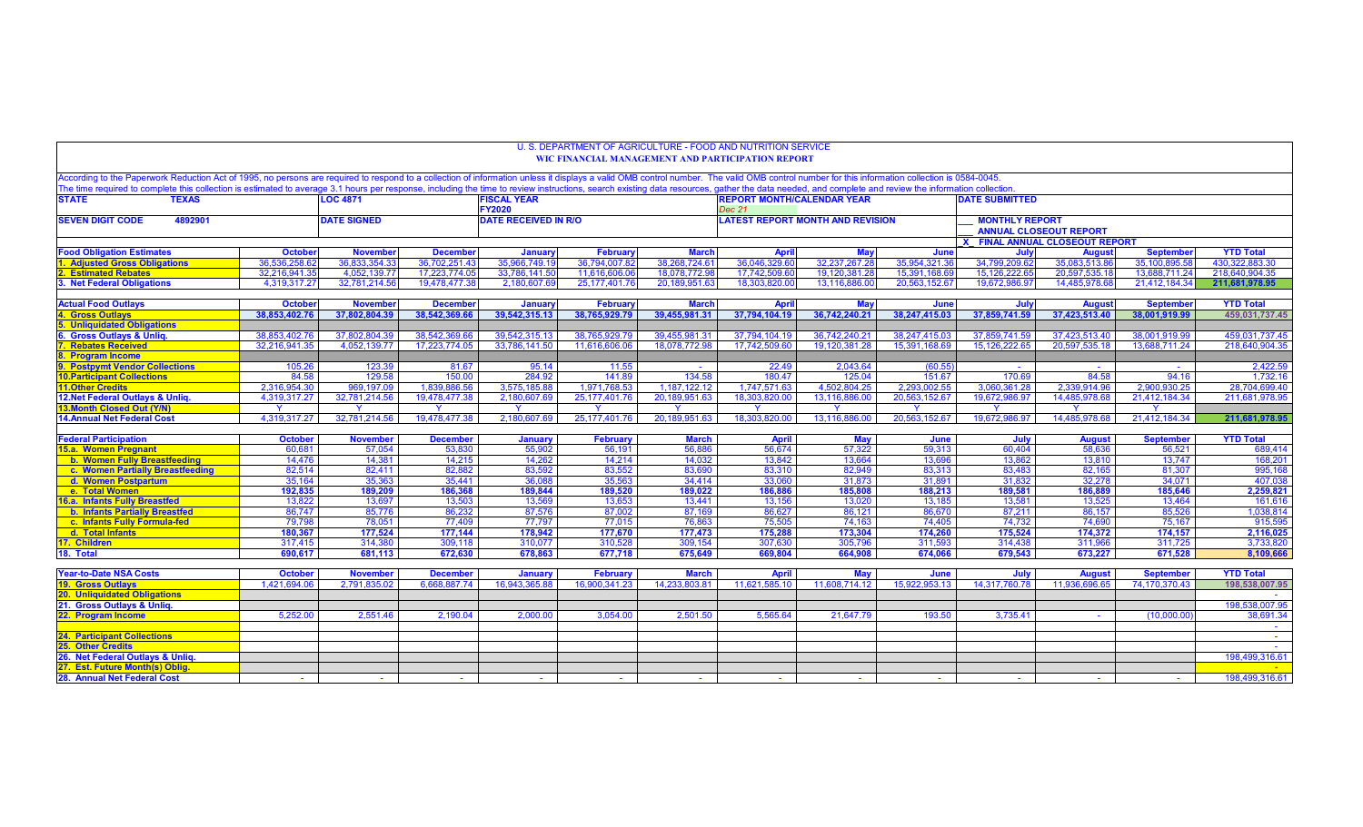# U. S. DEPARTMENT OF AGRICULTURE - FOOD AND NUTRITION SERVICE

## WIC FINANCIAL MANAGEMENT AND PARTICIPATION REPORT

According to the Paperwork Reduction Act of 1995, no persons are required to respond to a collection of information unless it displays a valid OMB control number. The valid OMB control number for this information collection is 0584-0045.
The time required to complete this collection is estimated to average 3.1 hours per response, including the time to review instructions, search existing data resources, gather the data needed, and complete and review the information collection.

| STATE | TEXAS | LOC 4871 | FISCAL YEAR FY2020 | REPORT MONTH/CALENDAR YEAR Dec 21 | DATE SUBMITTED |
|---|---|---|---|---|---|
| SEVEN DIGIT CODE | 4892901 | DATE SIGNED | DATE RECEIVED IN R/O | LATEST REPORT MONTH AND REVISION | ___ MONTHLY REPORT<br>___ ANNUAL CLOSEOUT REPORT<br>X FINAL ANNUAL CLOSEOUT REPORT |

| Food Obligation Estimates | October | November | December | January | February | March | April | May | June | July | August | September | YTD Total |
|---|---|---|---|---|---|---|---|---|---|---|---|---|---|
| 1. Adjusted Gross Obligations | 36,536,258.62 | 36,833,354.33 | 36,702,251.43 | 35,966,749.19 | 36,794,007.82 | 38,268,724.61 | 36,046,329.60 | 32,237,267.28 | 35,954,321.36 | 34,799,209.62 | 35,083,513.86 | 35,100,895.58 | 430,322,883.30 |
| 2. Estimated Rebates | 32,216,941.35 | 4,052,139.77 | 17,223,774.05 | 33,786,141.50 | 11,616,606.06 | 18,078,772.98 | 17,742,509.60 | 19,120,381.28 | 15,391,168.69 | 15,126,222.65 | 20,597,535.18 | 13,688,711.24 | 218,640,904.35 |
| 3. Net Federal Obligations | 4,319,317.27 | 32,781,214.56 | 19,478,477.38 | 2,180,607.69 | 25,177,401.76 | 20,189,951.63 | 18,303,820.00 | 13,116,886.00 | 20,563,152.67 | 19,672,986.97 | 14,485,978.68 | 21,412,184.34 | 211,681,978.95 |

| Actual Food Outlays | October | November | December | January | February | March | April | May | June | July | August | September | YTD Total |
|---|---|---|---|---|---|---|---|---|---|---|---|---|---|
| 4. Gross Outlays | 38,853,402.76 | 37,802,804.39 | 38,542,369.66 | 39,542,315.13 | 38,765,929.79 | 39,455,981.31 | 37,794,104.19 | 36,742,240.21 | 38,247,415.03 | 37,859,741.59 | 37,423,513.40 | 38,001,919.99 | 459,031,737.45 |
| 5. Unliquidated Obligations | | | | | | | | | | | | | |
| 6. Gross Outlays & Unliq. | 38,853,402.76 | 37,802,804.39 | 38,542,369.66 | 39,542,315.13 | 38,765,929.79 | 39,455,981.31 | 37,794,104.19 | 36,742,240.21 | 38,247,415.03 | 37,859,741.59 | 37,423,513.40 | 38,001,919.99 | 459,031,737.45 |
| 7. Rebates Received | 32,216,941.35 | 4,052,139.77 | 17,223,774.05 | 33,786,141.50 | 11,616,606.06 | 18,078,772.98 | 17,742,509.60 | 19,120,381.28 | 15,391,168.69 | 15,126,222.65 | 20,597,535.18 | 13,688,711.24 | 218,640,904.35 |
| 8. Program Income | | | | | | | | | | | | | |
| 9. Postpymt Vendor Collections | 105.26 | 123.39 | 81.67 | 95.14 | 11.55 | - | 22.49 | 2,043.64 | (60.55) | - | - | - | 2,422.59 |
| 10.Participant Collections | 84.58 | 129.58 | 150.00 | 284.92 | 141.89 | 134.58 | 180.47 | 125.04 | 151.67 | 170.69 | 84.58 | 94.16 | 1,732.16 |
| 11.Other Credits | 2,316,954.30 | 969,197.09 | 1,839,886.56 | 3,575,185.88 | 1,971,768.53 | 1,187,122.12 | 1,747,571.63 | 4,502,804.25 | 2,293,002.55 | 3,060,361.28 | 2,339,914.96 | 2,900,930.25 | 28,704,699.40 |
| 12.Net Federal Outlays & Unliq. | 4,319,317.27 | 32,781,214.56 | 19,478,477.38 | 2,180,607.69 | 25,177,401.76 | 20,189,951.63 | 18,303,820.00 | 13,116,886.00 | 20,563,152.67 | 19,672,986.97 | 14,485,978.68 | 21,412,184.34 | 211,681,978.95 |
| 13.Month Closed Out (Y/N) | Y | Y | Y | Y | Y | Y | Y | Y | Y | Y | Y | Y | |
| 14.Annual Net Federal Cost | 4,319,317.27 | 32,781,214.56 | 19,478,477.38 | 2,180,607.69 | 25,177,401.76 | 20,189,951.63 | 18,303,820.00 | 13,116,886.00 | 20,563,152.67 | 19,672,986.97 | 14,485,978.68 | 21,412,184.34 | 211,681,978.95 |

| Federal Participation | October | November | December | January | February | March | April | May | June | July | August | September | YTD Total |
|---|---|---|---|---|---|---|---|---|---|---|---|---|---|
| 15.a. Women Pregnant | 60,681 | 57,054 | 53,830 | 55,902 | 56,191 | 56,886 | 56,674 | 57,322 | 59,313 | 60,404 | 58,636 | 56,521 | 689,414 |
| b. Women Fully Breastfeeding | 14,476 | 14,381 | 14,215 | 14,262 | 14,214 | 14,032 | 13,842 | 13,664 | 13,696 | 13,862 | 13,810 | 13,747 | 168,201 |
| c. Women Partially Breastfeeding | 82,514 | 82,411 | 82,882 | 83,592 | 83,552 | 83,690 | 83,310 | 82,949 | 83,313 | 83,483 | 82,165 | 81,307 | 995,168 |
| d. Women Postpartum | 35,164 | 35,363 | 35,441 | 36,088 | 35,563 | 34,414 | 33,060 | 31,873 | 31,891 | 31,832 | 32,278 | 34,071 | 407,038 |
| e. Total Women | 192,835 | 189,209 | 186,368 | 189,844 | 189,520 | 189,022 | 186,886 | 185,808 | 188,213 | 189,581 | 186,889 | 185,646 | 2,259,821 |
| 16.a. Infants Fully Breastfed | 13,822 | 13,697 | 13,503 | 13,569 | 13,653 | 13,441 | 13,156 | 13,020 | 13,185 | 13,581 | 13,525 | 13,464 | 161,616 |
| b. Infants Partially Breastfed | 86,747 | 85,776 | 86,232 | 87,576 | 87,002 | 87,169 | 86,627 | 86,121 | 86,670 | 87,211 | 86,157 | 85,526 | 1,038,814 |
| c. Infants Fully Formula-fed | 79,798 | 78,051 | 77,409 | 77,797 | 77,015 | 76,863 | 75,505 | 74,163 | 74,405 | 74,732 | 74,690 | 75,167 | 915,595 |
| d. Total Infants | 180,367 | 177,524 | 177,144 | 178,942 | 177,670 | 177,473 | 175,288 | 173,304 | 174,260 | 175,524 | 174,372 | 174,157 | 2,116,025 |
| 17. Children | 317,415 | 314,380 | 309,118 | 310,077 | 310,528 | 309,154 | 307,630 | 305,796 | 311,593 | 314,438 | 311,966 | 311,725 | 3,733,820 |
| 18. Total | 690,617 | 681,113 | 672,630 | 678,863 | 677,718 | 675,649 | 669,804 | 664,908 | 674,066 | 679,543 | 673,227 | 671,528 | 8,109,666 |

| Year-to-Date NSA Costs | October | November | December | January | February | March | April | May | June | July | August | September | YTD Total |
|---|---|---|---|---|---|---|---|---|---|---|---|---|---|
| 19. Gross Outlays | 1,421,694.06 | 2,791,835.02 | 6,668,887.74 | 16,943,365.88 | 16,900,341.23 | 14,233,803.81 | 11,621,585.10 | 11,608,714.12 | 15,922,953.13 | 14,317,760.78 | 11,936,696.65 | 74,170,370.43 | 198,538,007.95 |
| 20. Unliquidated Obligations | | | | | | | | | | | | | - |
| 21. Gross Outlays & Unliq. | | | | | | | | | | | | | 198,538,007.95 |
| 22. Program Income | 5,252.00 | 2,551.46 | 2,190.04 | 2,000.00 | 3,054.00 | 2,501.50 | 5,565.64 | 21,647.79 | 193.50 | 3,735.41 | - | (10,000.00) | 38,691.34 |
| | | | | | | | | | | | | | - |
| 24. Participant Collections | | | | | | | | | | | | | - |
| 25. Other Credits | | | | | | | | | | | | | - |
| 26. Net Federal Outlays & Unliq. | | | | | | | | | | | | | 198,499,316.61 |
| 27. Est. Future Month(s) Oblig. | | | | | | | | | | | | | - |
| 28. Annual Net Federal Cost | - | - | - | - | - | - | - | - | - | - | - | - | 198,499,316.61 |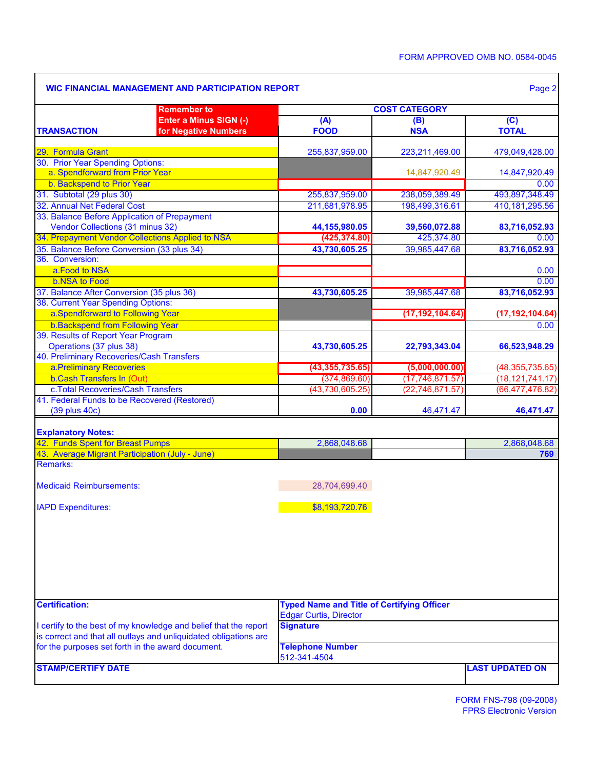FORM APPROVED OMB NO. 0584-0045

## WIC FINANCIAL MANAGEMENT AND PARTICIPATION REPORT

Page 2

| TRANSACTION | Remember to Enter a Minus SIGN (-) for Negative Numbers | COST CATEGORY (A) FOOD | (B) NSA | (C) TOTAL |
|---|---|---|---|---|
| 29. Formula Grant | | 255,837,959.00 | 223,211,469.00 | 479,049,428.00 |
| 30. Prior Year Spending Options: | | | | |
| a. Spendforward from Prior Year | | | 14,847,920.49 | 14,847,920.49 |
| b. Backspend to Prior Year | | | | 0.00 |
| 31. Subtotal (29 plus 30) | | 255,837,959.00 | 238,059,389.49 | 493,897,348.49 |
| 32. Annual Net Federal Cost | | 211,681,978.95 | 198,499,316.61 | 410,181,295.56 |
| 33. Balance Before Application of Prepayment Vendor Collections (31 minus 32) | | **44,155,980.05** | **39,560,072.88** | **83,716,052.93** |
| 34. Prepayment Vendor Collections Applied to NSA | | **(425,374.80)** | 425,374.80 | 0.00 |
| 35. Balance Before Conversion (33 plus 34) | | **43,730,605.25** | 39,985,447.68 | **83,716,052.93** |
| 36. Conversion: | | | | |
| a.Food to NSA | | | | 0.00 |
| b.NSA to Food | | | | 0.00 |
| 37. Balance After Conversion (35 plus 36) | | **43,730,605.25** | 39,985,447.68 | **83,716,052.93** |
| 38. Current Year Spending Options: | | | | |
| a.Spendforward to Following Year | | | **(17,192,104.64)** | **(17,192,104.64)** |
| b.Backspend from Following Year | | | | 0.00 |
| 39. Results of Report Year Program Operations (37 plus 38) | | **43,730,605.25** | **22,793,343.04** | **66,523,948.29** |
| 40. Preliminary Recoveries/Cash Transfers | | | | |
| a.Preliminary Recoveries | | **(43,355,735.65)** | **(5,000,000.00)** | (48,355,735.65) |
| b.Cash Transfers In (Out) | | (374,869.60) | (17,746,871.57) | (18,121,741.17) |
| c.Total Recoveries/Cash Transfers | | (43,730,605.25) | (22,746,871.57) | (66,477,476.82) |
| 41. Federal Funds to be Recovered (Restored) (39 plus 40c) | | **0.00** | 46,471.47 | **46,471.47** |

**Explanatory Notes:**

| | | | | |
|---|---|---|---|---|
| 42. Funds Spent for Breast Pumps | | 2,868,048.68 | | 2,868,048.68 |
| 43. Average Migrant Participation (July - June) | | | | **769** |

Remarks:

Medicaid Reimbursements: 28,704,699.40

IAPD Expenditures: $8,193,720.76

**Certification:**

I certify to the best of my knowledge and belief that the report is correct and that all outlays and unliquidated obligations are for the purposes set forth in the award document.

**Typed Name and Title of Certifying Officer**
Edgar Curtis, Director

**Signature**

**Telephone Number**
512-341-4504

**STAMP/CERTIFY DATE**

**LAST UPDATED ON**

FORM FNS-798 (09-2008)
FPRS Electronic Version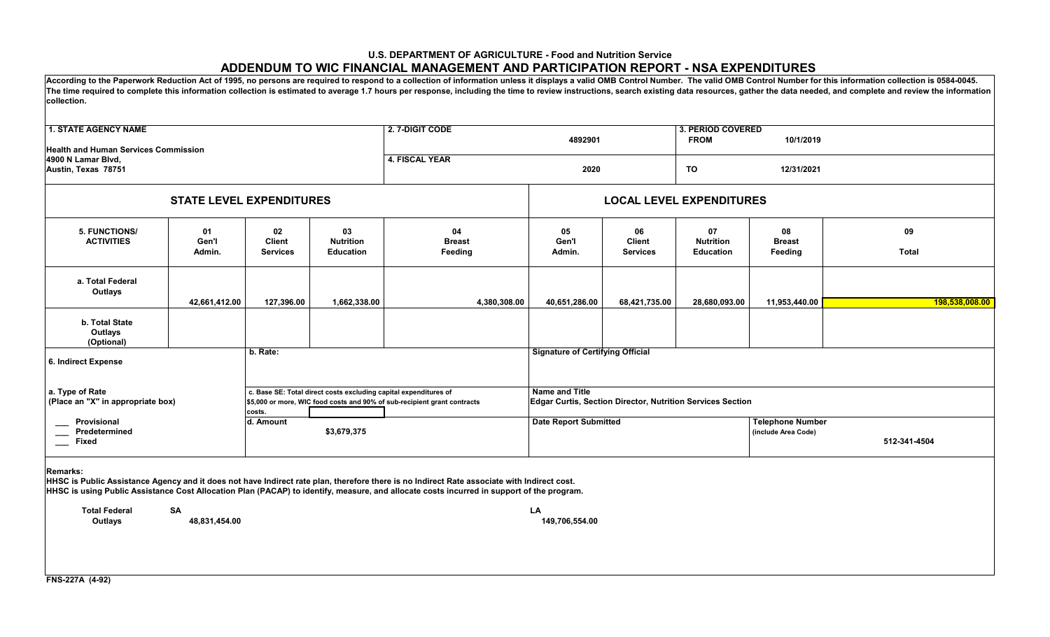U.S. DEPARTMENT OF AGRICULTURE - Food and Nutrition Service

# ADDENDUM TO WIC FINANCIAL MANAGEMENT AND PARTICIPATION REPORT - NSA EXPENDITURES

**According to the Paperwork Reduction Act of 1995, no persons are required to respond to a collection of information unless it displays a valid OMB Control Number. The valid OMB Control Number for this information collection is 0584-0045. The time required to complete this information collection is estimated to average 1.7 hours per response, including the time to review instructions, search existing data resources, gather the data needed, and complete and review the information collection.**

| | | |
|---|---|---|
| **1. STATE AGENCY NAME**<br>Health and Human Services Commission<br>4900 N Lamar Blvd,<br>Austin, Texas 78751 | **2. 7-DIGIT CODE** 4892901 | **3. PERIOD COVERED** FROM 10/1/2019 |
| | **4. FISCAL YEAR** 2020 | TO 12/31/2021 |

| 5. FUNCTIONS/ ACTIVITIES | STATE LEVEL EXPENDITURES | | | | LOCAL LEVEL EXPENDITURES | | | | |
|---|---|---|---|---|---|---|---|---|---|
| | 01 Gen'l Admin. | 02 Client Services | 03 Nutrition Education | 04 Breast Feeding | 05 Gen'l Admin. | 06 Client Services | 07 Nutrition Education | 08 Breast Feeding | 09 Total |
| a. Total Federal Outlays | 42,661,412.00 | 127,396.00 | 1,662,338.00 | 4,380,308.00 | 40,651,286.00 | 68,421,735.00 | 28,680,093.00 | 11,953,440.00 | 198,538,008.00 |
| b. Total State Outlays (Optional) | | | | | | | | | |

| | | | |
|---|---|---|---|
| **6. Indirect Expense** | b. Rate: | **Signature of Certifying Official** | |
| **a. Type of Rate** (Place an "X" in appropriate box) | c. Base SE: Total direct costs excluding capital expenditures of $5,000 or more, WIC food costs and 90% of sub-recipient grant contracts costs. | **Name and Title**<br>Edgar Curtis, Section Director, Nutrition Services Section | |
| ___ Provisional<br>___ Predetermined<br>___ Fixed | d. Amount $3,679,375 | **Date Report Submitted** | **Telephone Number** (include Area Code) 512-341-4504 |

**Remarks:**

HHSC is Public Assistance Agency and it does not have Indirect rate plan, therefore there is no Indirect Rate associate with Indirect cost.
HHSC is using Public Assistance Cost Allocation Plan (PACAP) to identify, measure, and allocate costs incurred in support of the program.

| Total Federal Outlays | SA | LA |
|---|---|---|
| | 48,831,454.00 | 149,706,554.00 |

FNS-227A (4-92)